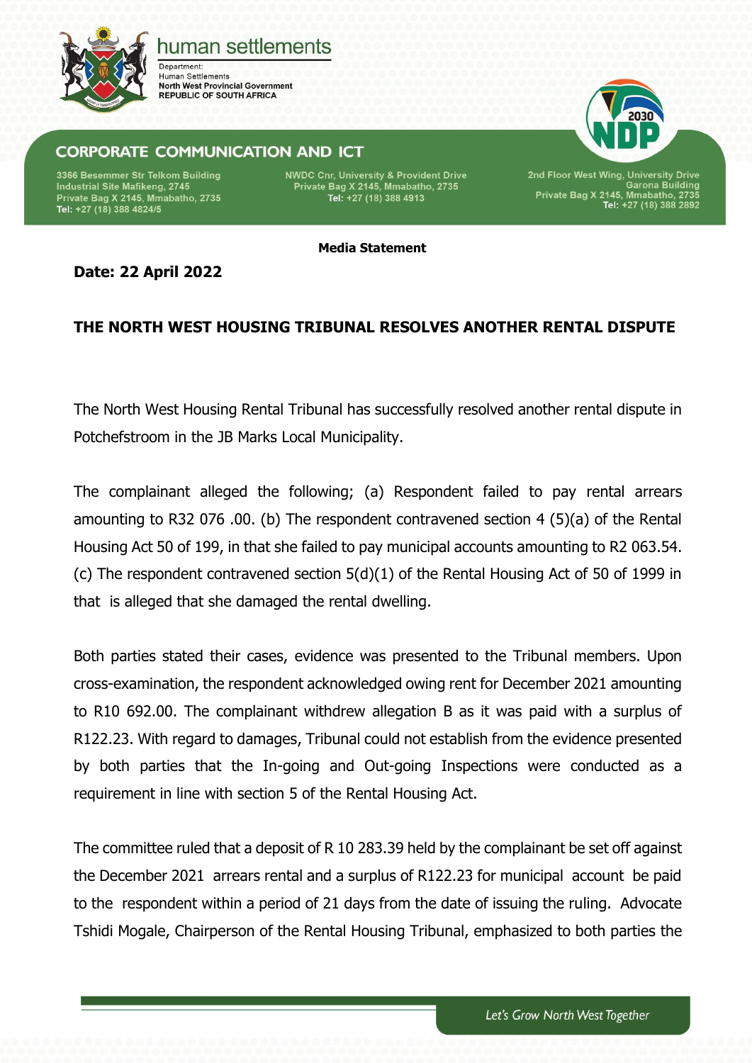human settlements

Department:
Human Settlements
North West Provincial Government
REPUBLIC OF SOUTH AFRICA

CORPORATE COMMUNICATION AND ICT

3366 Besemmer Str Telkom Building
Industrial Site Mafikeng, 2745
Private Bag X 2145, Mmabatho, 2735
Tel: +27 (18) 388 4824/5

NWDC Cnr, University & Provident Drive
Private Bag X 2145, Mmabatho, 2735
Tel: +27 (18) 388 4913

2nd Floor West Wing, University Drive
Garona Building
Private Bag X 2145, Mmabatho, 2735
Tel: +27 (18) 388 2892

**Media Statement**

**Date: 22 April 2022**

**THE NORTH WEST HOUSING TRIBUNAL RESOLVES ANOTHER RENTAL DISPUTE**

The North West Housing Rental Tribunal has successfully resolved another rental dispute in Potchefstroom in the JB Marks Local Municipality.

The complainant alleged the following; (a) Respondent failed to pay rental arrears amounting to R32 076 .00. (b) The respondent contravened section 4 (5)(a) of the Rental Housing Act 50 of 199, in that she failed to pay municipal accounts amounting to R2 063.54. (c) The respondent contravened section 5(d)(1) of the Rental Housing Act of 50 of 1999 in that is alleged that she damaged the rental dwelling.

Both parties stated their cases, evidence was presented to the Tribunal members. Upon cross-examination, the respondent acknowledged owing rent for December 2021 amounting to R10 692.00. The complainant withdrew allegation B as it was paid with a surplus of R122.23. With regard to damages, Tribunal could not establish from the evidence presented by both parties that the In-going and Out-going Inspections were conducted as a requirement in line with section 5 of the Rental Housing Act.

The committee ruled that a deposit of R 10 283.39 held by the complainant be set off against the December 2021 arrears rental and a surplus of R122.23 for municipal account be paid to the respondent within a period of 21 days from the date of issuing the ruling. Advocate Tshidi Mogale, Chairperson of the Rental Housing Tribunal, emphasized to both parties the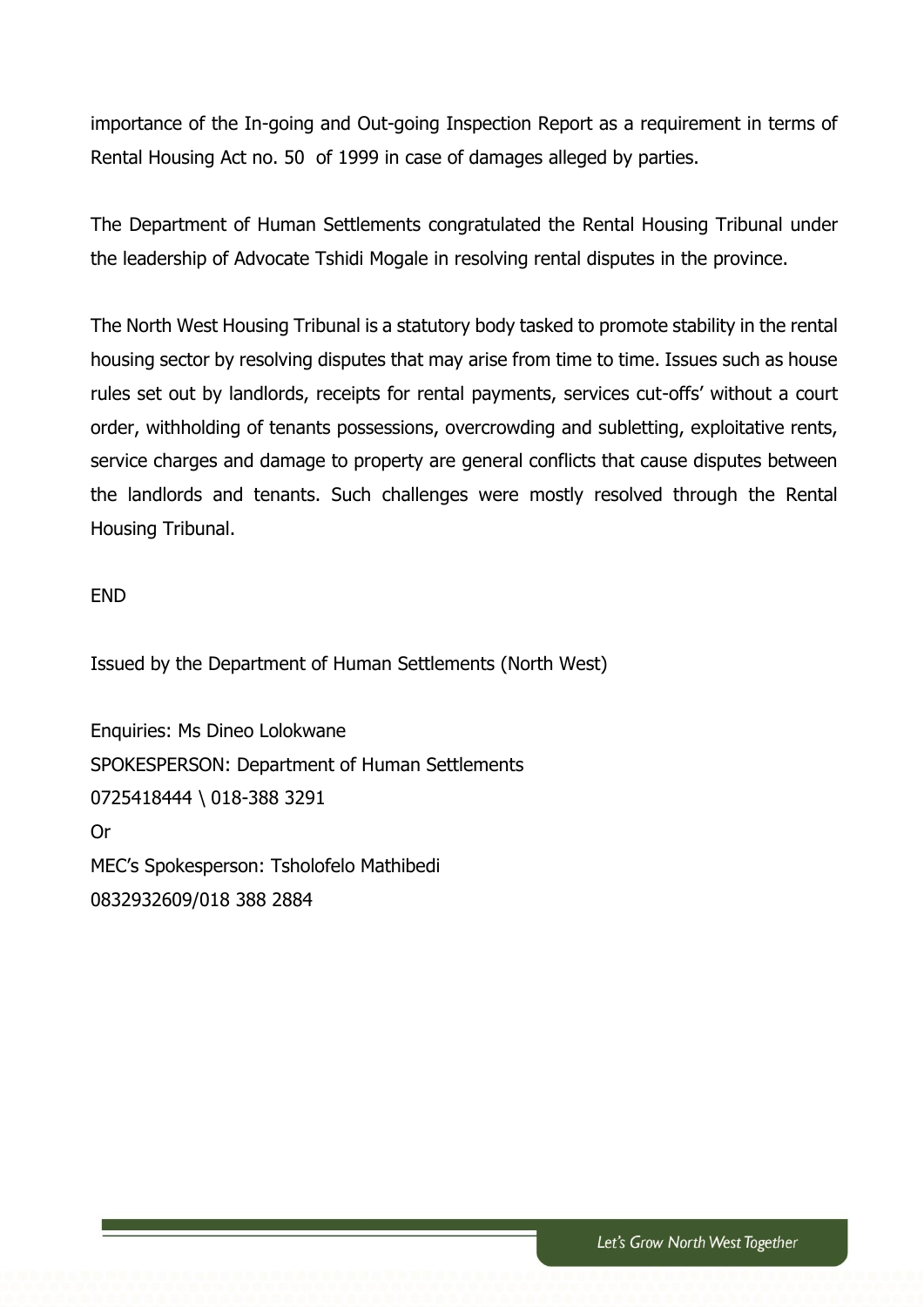importance of the In-going and Out-going Inspection Report as a requirement in terms of Rental Housing Act no. 50 of 1999 in case of damages alleged by parties.

The Department of Human Settlements congratulated the Rental Housing Tribunal under the leadership of Advocate Tshidi Mogale in resolving rental disputes in the province.

The North West Housing Tribunal is a statutory body tasked to promote stability in the rental housing sector by resolving disputes that may arise from time to time. Issues such as house rules set out by landlords, receipts for rental payments, services cut-offs' without a court order, withholding of tenants possessions, overcrowding and subletting, exploitative rents, service charges and damage to property are general conflicts that cause disputes between the landlords and tenants. Such challenges were mostly resolved through the Rental Housing Tribunal.

END

Issued by the Department of Human Settlements (North West)

Enquiries: Ms Dineo Lolokwane
SPOKESPERSON: Department of Human Settlements
0725418444 \ 018-388 3291
Or
MEC's Spokesperson: Tsholofelo Mathibedi
0832932609/018 388 2884